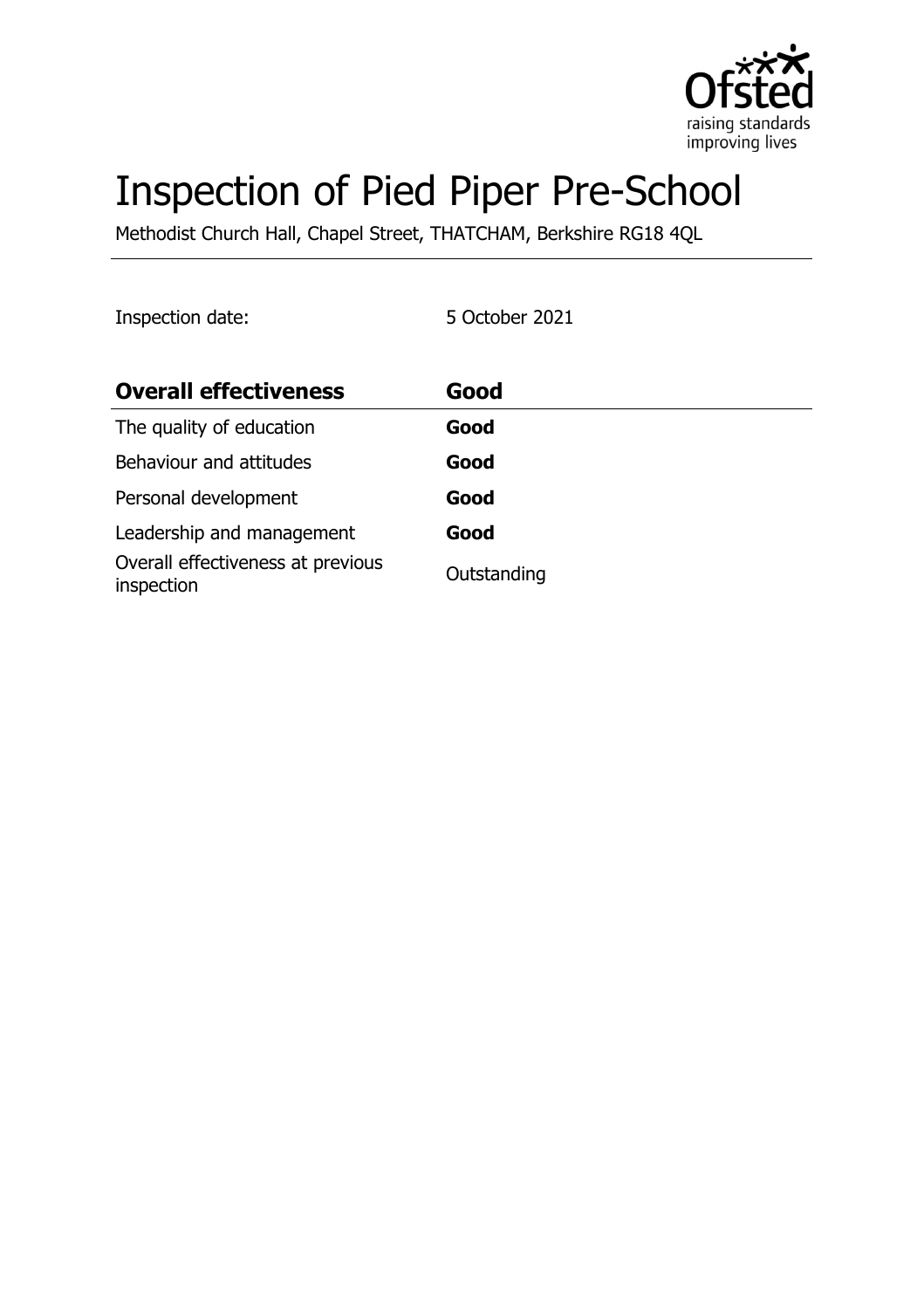# Inspection of Pied Piper Pre-School

Methodist Church Hall, Chapel Street, THATCHAM, Berkshire RG18 4QL

Inspection date: 5 October 2021

| **Overall effectiveness** | **Good** |
| --- | --- |
| The quality of education | **Good** |
| Behaviour and attitudes | **Good** |
| Personal development | **Good** |
| Leadership and management | **Good** |
| Overall effectiveness at previous inspection | Outstanding |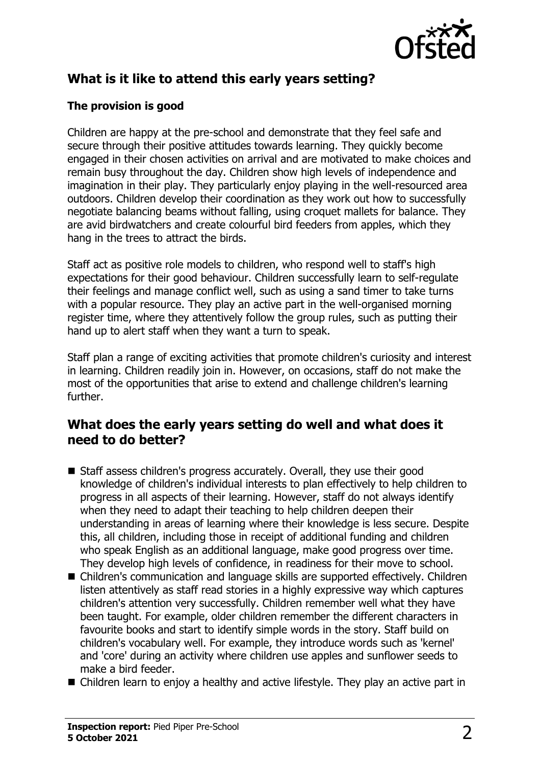## What is it like to attend this early years setting?

### The provision is good

Children are happy at the pre-school and demonstrate that they feel safe and secure through their positive attitudes towards learning. They quickly become engaged in their chosen activities on arrival and are motivated to make choices and remain busy throughout the day. Children show high levels of independence and imagination in their play. They particularly enjoy playing in the well-resourced area outdoors. Children develop their coordination as they work out how to successfully negotiate balancing beams without falling, using croquet mallets for balance. They are avid birdwatchers and create colourful bird feeders from apples, which they hang in the trees to attract the birds.

Staff act as positive role models to children, who respond well to staff's high expectations for their good behaviour. Children successfully learn to self-regulate their feelings and manage conflict well, such as using a sand timer to take turns with a popular resource. They play an active part in the well-organised morning register time, where they attentively follow the group rules, such as putting their hand up to alert staff when they want a turn to speak.

Staff plan a range of exciting activities that promote children's curiosity and interest in learning. Children readily join in. However, on occasions, staff do not make the most of the opportunities that arise to extend and challenge children's learning further.

## What does the early years setting do well and what does it need to do better?

- Staff assess children's progress accurately. Overall, they use their good knowledge of children's individual interests to plan effectively to help children to progress in all aspects of their learning. However, staff do not always identify when they need to adapt their teaching to help children deepen their understanding in areas of learning where their knowledge is less secure. Despite this, all children, including those in receipt of additional funding and children who speak English as an additional language, make good progress over time. They develop high levels of confidence, in readiness for their move to school.
- Children's communication and language skills are supported effectively. Children listen attentively as staff read stories in a highly expressive way which captures children's attention very successfully. Children remember well what they have been taught. For example, older children remember the different characters in favourite books and start to identify simple words in the story. Staff build on children's vocabulary well. For example, they introduce words such as 'kernel' and 'core' during an activity where children use apples and sunflower seeds to make a bird feeder.
- Children learn to enjoy a healthy and active lifestyle. They play an active part in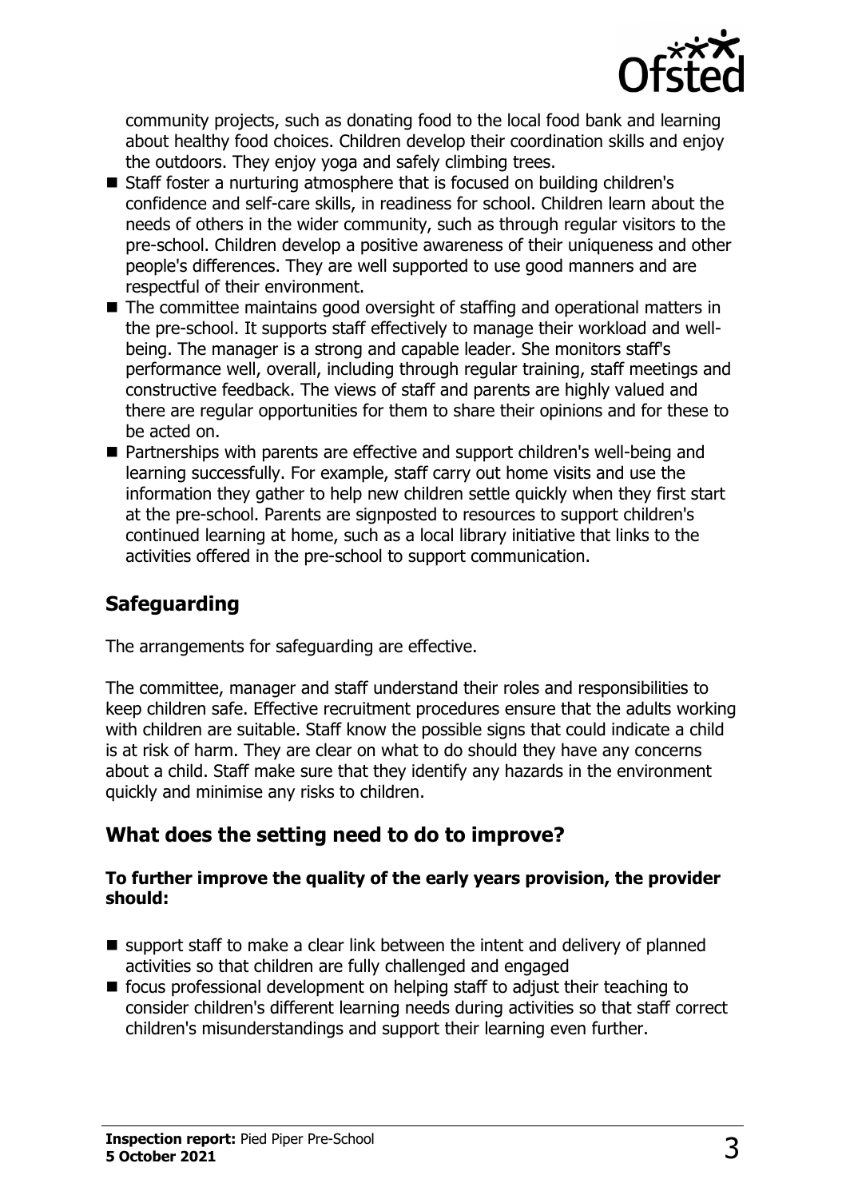community projects, such as donating food to the local food bank and learning about healthy food choices. Children develop their coordination skills and enjoy the outdoors. They enjoy yoga and safely climbing trees.

- Staff foster a nurturing atmosphere that is focused on building children's confidence and self-care skills, in readiness for school. Children learn about the needs of others in the wider community, such as through regular visitors to the pre-school. Children develop a positive awareness of their uniqueness and other people's differences. They are well supported to use good manners and are respectful of their environment.
- The committee maintains good oversight of staffing and operational matters in the pre-school. It supports staff effectively to manage their workload and well-being. The manager is a strong and capable leader. She monitors staff's performance well, overall, including through regular training, staff meetings and constructive feedback. The views of staff and parents are highly valued and there are regular opportunities for them to share their opinions and for these to be acted on.
- Partnerships with parents are effective and support children's well-being and learning successfully. For example, staff carry out home visits and use the information they gather to help new children settle quickly when they first start at the pre-school. Parents are signposted to resources to support children's continued learning at home, such as a local library initiative that links to the activities offered in the pre-school to support communication.

## Safeguarding

The arrangements for safeguarding are effective.

The committee, manager and staff understand their roles and responsibilities to keep children safe. Effective recruitment procedures ensure that the adults working with children are suitable. Staff know the possible signs that could indicate a child is at risk of harm. They are clear on what to do should they have any concerns about a child. Staff make sure that they identify any hazards in the environment quickly and minimise any risks to children.

## What does the setting need to do to improve?

**To further improve the quality of the early years provision, the provider should:**

- support staff to make a clear link between the intent and delivery of planned activities so that children are fully challenged and engaged
- focus professional development on helping staff to adjust their teaching to consider children's different learning needs during activities so that staff correct children's misunderstandings and support their learning even further.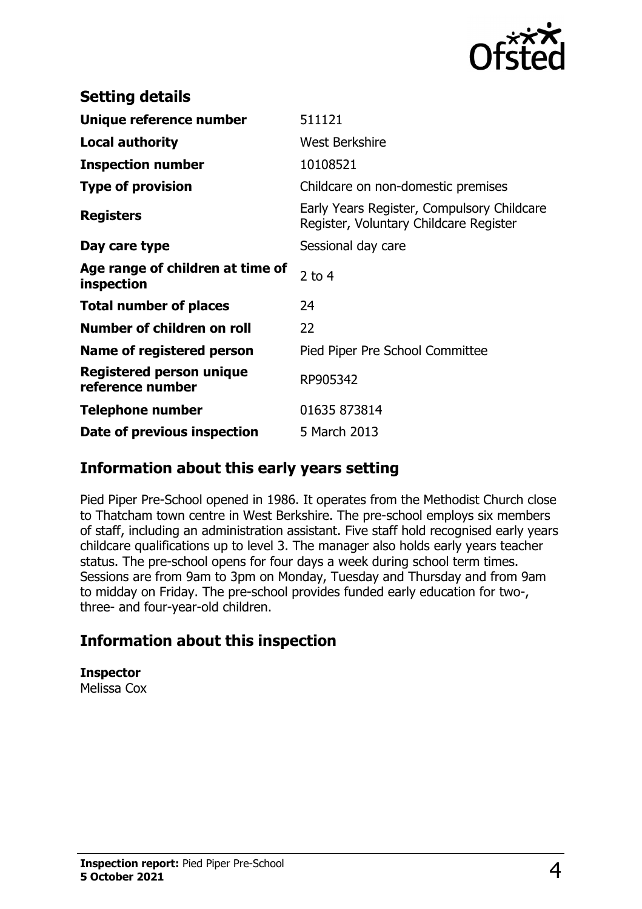## Setting details

| | |
|---|---|
| **Unique reference number** | 511121 |
| **Local authority** | West Berkshire |
| **Inspection number** | 10108521 |
| **Type of provision** | Childcare on non-domestic premises |
| **Registers** | Early Years Register, Compulsory Childcare Register, Voluntary Childcare Register |
| **Day care type** | Sessional day care |
| **Age range of children at time of inspection** | 2 to 4 |
| **Total number of places** | 24 |
| **Number of children on roll** | 22 |
| **Name of registered person** | Pied Piper Pre School Committee |
| **Registered person unique reference number** | RP905342 |
| **Telephone number** | 01635 873814 |
| **Date of previous inspection** | 5 March 2013 |

## Information about this early years setting

Pied Piper Pre-School opened in 1986. It operates from the Methodist Church close to Thatcham town centre in West Berkshire. The pre-school employs six members of staff, including an administration assistant. Five staff hold recognised early years childcare qualifications up to level 3. The manager also holds early years teacher status. The pre-school opens for four days a week during school term times. Sessions are from 9am to 3pm on Monday, Tuesday and Thursday and from 9am to midday on Friday. The pre-school provides funded early education for two-, three- and four-year-old children.

## Information about this inspection

**Inspector**
Melissa Cox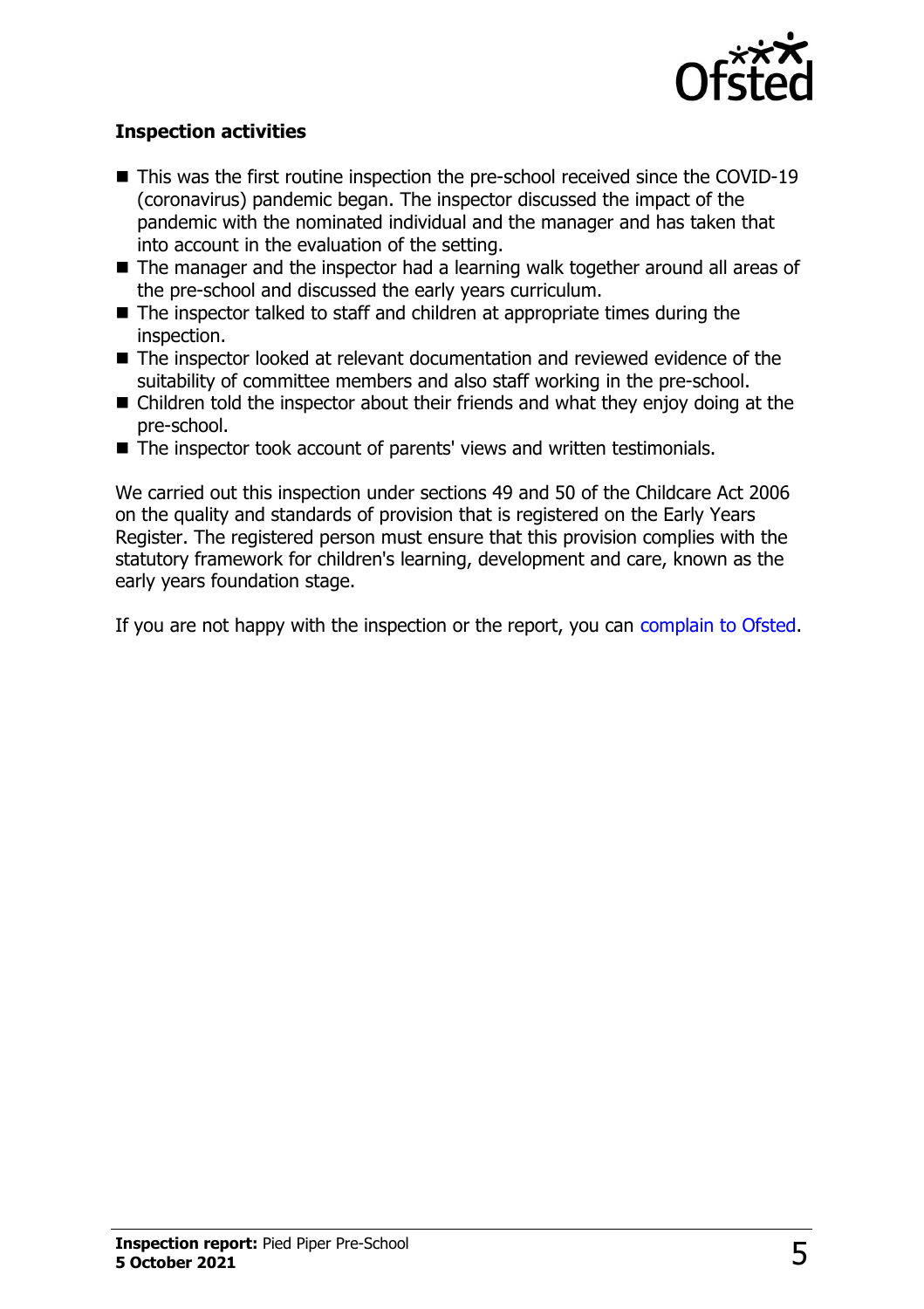### Inspection activities

- This was the first routine inspection the pre-school received since the COVID-19 (coronavirus) pandemic began. The inspector discussed the impact of the pandemic with the nominated individual and the manager and has taken that into account in the evaluation of the setting.
- The manager and the inspector had a learning walk together around all areas of the pre-school and discussed the early years curriculum.
- The inspector talked to staff and children at appropriate times during the inspection.
- The inspector looked at relevant documentation and reviewed evidence of the suitability of committee members and also staff working in the pre-school.
- Children told the inspector about their friends and what they enjoy doing at the pre-school.
- The inspector took account of parents' views and written testimonials.

We carried out this inspection under sections 49 and 50 of the Childcare Act 2006 on the quality and standards of provision that is registered on the Early Years Register. The registered person must ensure that this provision complies with the statutory framework for children's learning, development and care, known as the early years foundation stage.

If you are not happy with the inspection or the report, you can complain to Ofsted.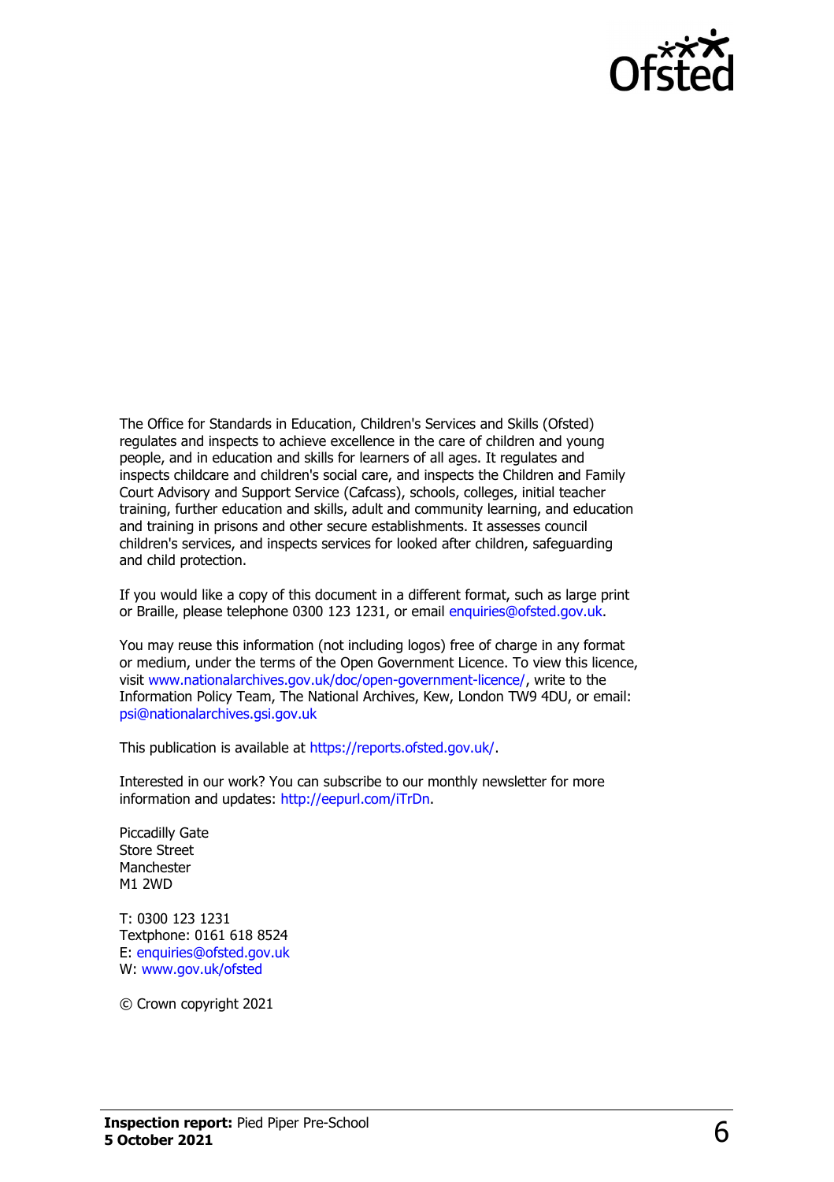The Office for Standards in Education, Children's Services and Skills (Ofsted) regulates and inspects to achieve excellence in the care of children and young people, and in education and skills for learners of all ages. It regulates and inspects childcare and children's social care, and inspects the Children and Family Court Advisory and Support Service (Cafcass), schools, colleges, initial teacher training, further education and skills, adult and community learning, and education and training in prisons and other secure establishments. It assesses council children's services, and inspects services for looked after children, safeguarding and child protection.

If you would like a copy of this document in a different format, such as large print or Braille, please telephone 0300 123 1231, or email enquiries@ofsted.gov.uk.

You may reuse this information (not including logos) free of charge in any format or medium, under the terms of the Open Government Licence. To view this licence, visit www.nationalarchives.gov.uk/doc/open-government-licence/, write to the Information Policy Team, The National Archives, Kew, London TW9 4DU, or email: psi@nationalarchives.gsi.gov.uk

This publication is available at https://reports.ofsted.gov.uk/.

Interested in our work? You can subscribe to our monthly newsletter for more information and updates: http://eepurl.com/iTrDn.

Piccadilly Gate
Store Street
Manchester
M1 2WD

T: 0300 123 1231
Textphone: 0161 618 8524
E: enquiries@ofsted.gov.uk
W: www.gov.uk/ofsted

© Crown copyright 2021